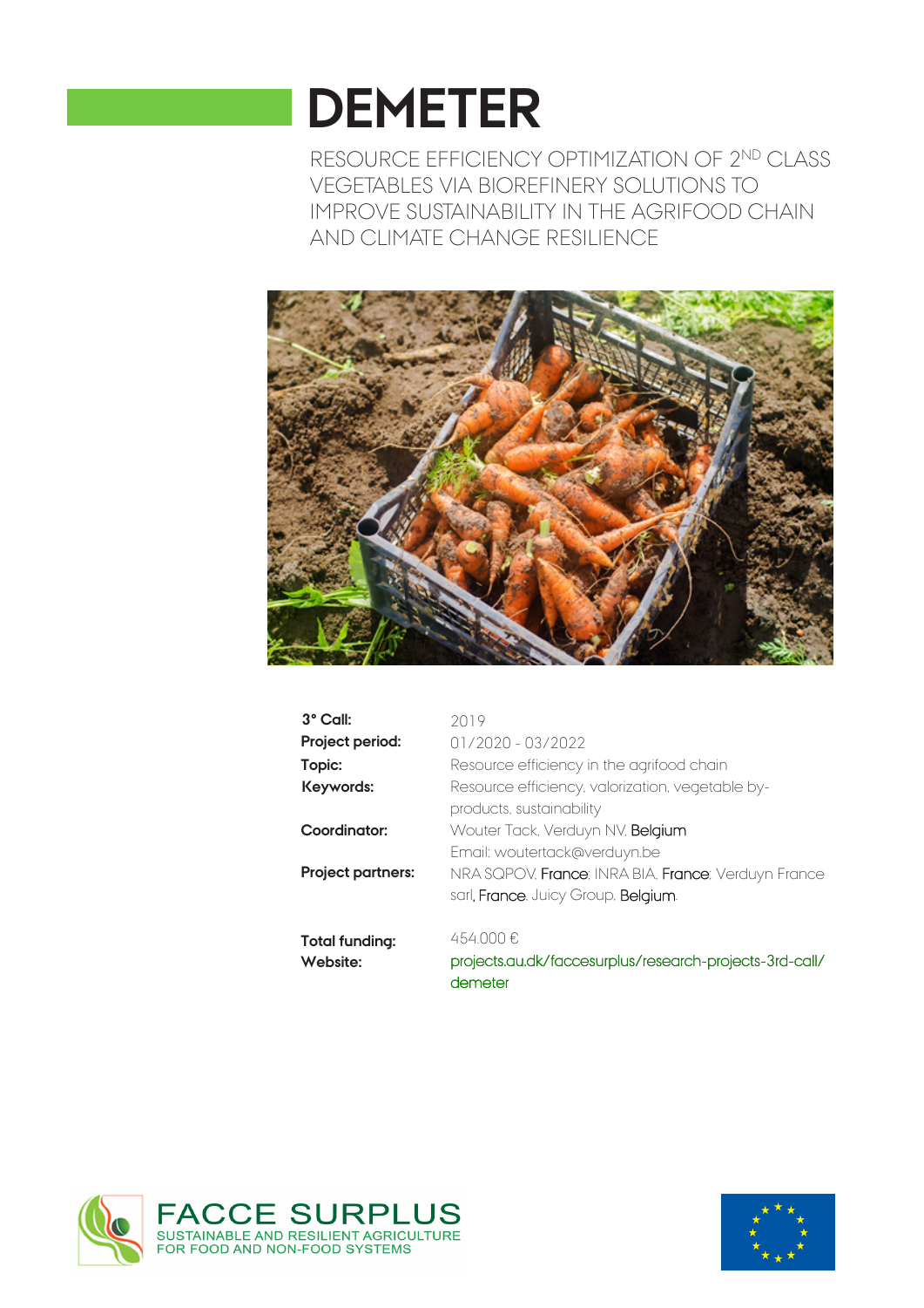# DEMETER

RESOURCE EFFICIENCY OPTIMIZATION OF 2$^{ND}$ CLASS VEGETABLES VIA BIOREFINERY SOLUTIONS TO IMPROVE SUSTAINABILITY IN THE AGRIFOOD CHAIN AND CLIMATE CHANGE RESILIENCE

| | |
|---|---|
| **3° Call:** | 2019 |
| **Project period:** | 01/2020 - 03/2022 |
| **Topic:** | Resource efficiency in the agrifood chain |
| **Keywords:** | Resource efficiency, valorization, vegetable by-products, sustainability |
| **Coordinator:** | Wouter Tack, Verduyn NV, Belgium<br>Email: woutertack@verduyn.be |
| **Project partners:** | NRA SQPOV, France; INRA BIA, France; Verduyn France sarl, France; Juicy Group, Belgium. |
| **Total funding:** | 454.000 € |
| **Website:** | projects.au.dk/faccesurplus/research-projects-3rd-call/demeter |

FACCE SURPLUS
SUSTAINABLE AND RESILIENT AGRICULTURE FOR FOOD AND NON-FOOD SYSTEMS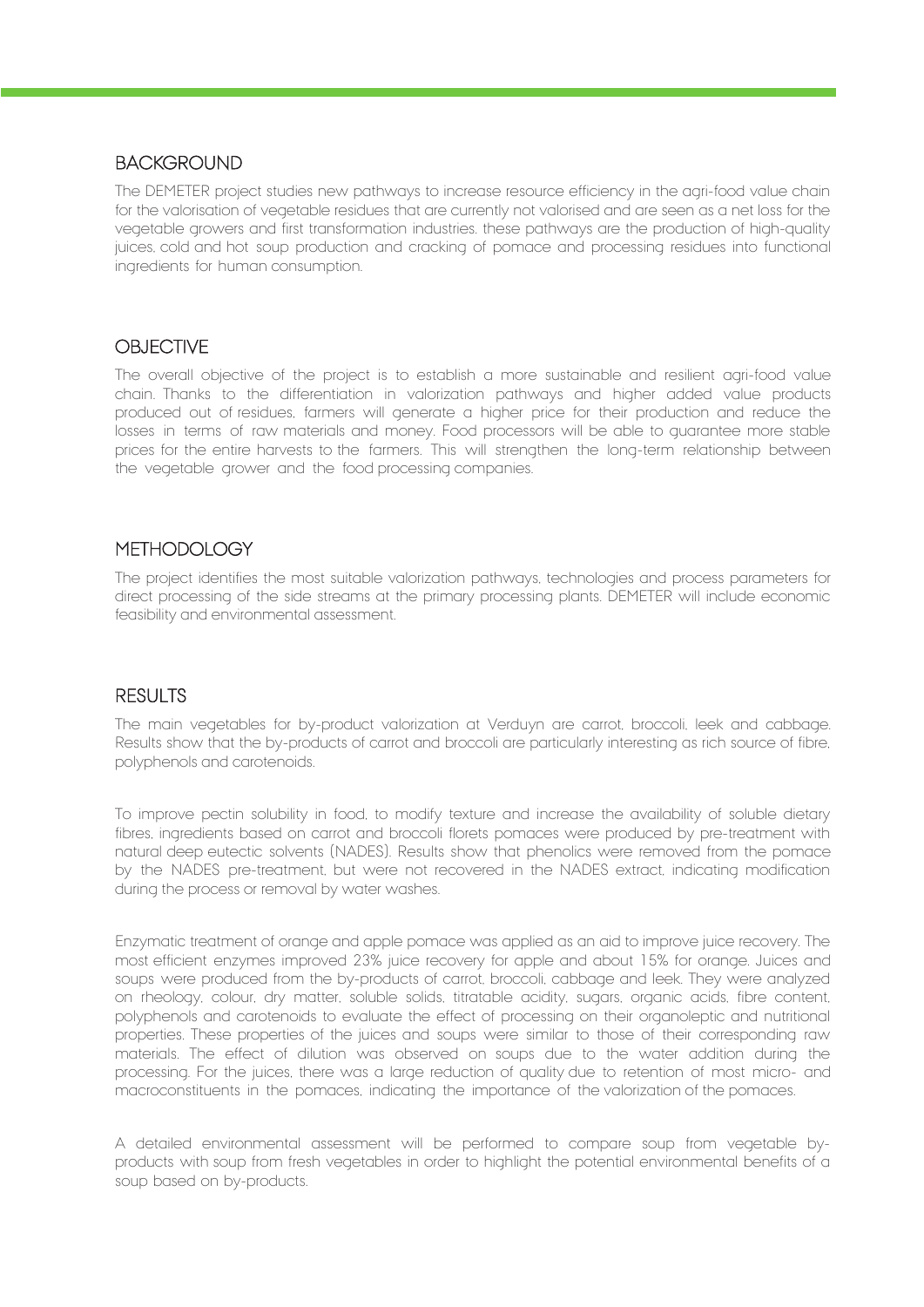## BACKGROUND

The DEMETER project studies new pathways to increase resource efficiency in the agri-food value chain for the valorisation of vegetable residues that are currently not valorised and are seen as a net loss for the vegetable growers and first transformation industries. these pathways are the production of high-quality juices, cold and hot soup production and cracking of pomace and processing residues into functional ingredients for human consumption.

## OBJECTIVE

The overall objective of the project is to establish a more sustainable and resilient agri-food value chain. Thanks to the differentiation in valorization pathways and higher added value products produced out of residues, farmers will generate a higher price for their production and reduce the losses in terms of raw materials and money. Food processors will be able to guarantee more stable prices for the entire harvests to the farmers. This will strengthen the long-term relationship between the vegetable grower and the food processing companies.

## METHODOLOGY

The project identifies the most suitable valorization pathways, technologies and process parameters for direct processing of the side streams at the primary processing plants. DEMETER will include economic feasibility and environmental assessment.

## RESULTS

The main vegetables for by-product valorization at Verduyn are carrot, broccoli, leek and cabbage. Results show that the by-products of carrot and broccoli are particularly interesting as rich source of fibre, polyphenols and carotenoids.

To improve pectin solubility in food, to modify texture and increase the availability of soluble dietary fibres, ingredients based on carrot and broccoli florets pomaces were produced by pre-treatment with natural deep eutectic solvents (NADES). Results show that phenolics were removed from the pomace by the NADES pre-treatment, but were not recovered in the NADES extract, indicating modification during the process or removal by water washes.

Enzymatic treatment of orange and apple pomace was applied as an aid to improve juice recovery. The most efficient enzymes improved 23% juice recovery for apple and about 15% for orange. Juices and soups were produced from the by-products of carrot, broccoli, cabbage and leek. They were analyzed on rheology, colour, dry matter, soluble solids, titratable acidity, sugars, organic acids, fibre content, polyphenols and carotenoids to evaluate the effect of processing on their organoleptic and nutritional properties. These properties of the juices and soups were similar to those of their corresponding raw materials. The effect of dilution was observed on soups due to the water addition during the processing. For the juices, there was a large reduction of quality due to retention of most micro- and macroconstituents in the pomaces, indicating the importance of the valorization of the pomaces.

A detailed environmental assessment will be performed to compare soup from vegetable by-products with soup from fresh vegetables in order to highlight the potential environmental benefits of a soup based on by-products.